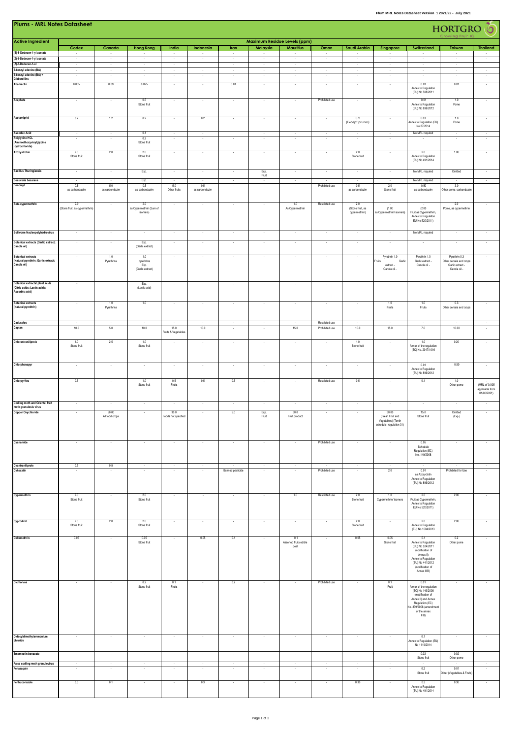# Plums - MRL Notes Datasheet

HORTGRO Growing Fruit IQ

| Active Ingredient | Maximum Residue Levels (ppm) | | | | | | | | | | | | | |
|---|---|---|---|---|---|---|---|---|---|---|---|---|---|---|
| | Codex | Canada | Hong Kong | India | Indonesia | Iran | Malaysia | Mauritius | Oman | Saudi Arabia | Singapore | Switzerland | Taiwan | Thailand |
| (E)-8-Dodecen-1-yl acetate | - | - | - | - | - | - | - | - | - | - | - | - | - | - |
| (Z)-8-Dodecen-1-yl acetate | - | - | - | - | - | - | - | - | - | - | - | - | - | - |
| (Z)-8-Dodecen-1-ol | - | - | - | - | - | - | - | - | - | - | - | - | - | - |
| 6-benzyl adenine (BA) | - | - | - | - | - | - | - | - | - | - | - | - | - | - |
| 6-benzyl adenine (BA) + Gibberellins | - | - | - | - | - | - | - | - | - | - | - | - | - | - |
| Abamectin | 0.005 | 0.09 | 0.025 | - | - | 0.01 | - | - | - | - | - | 0.01 Annex to Regulation (EU) No 508/2011 | 0.01 | - |
| Acephate | - | - | 0.5 Stone fruit | - | - | - | - | - | Prohibited use | - | - | 0.01 Annex to Regulation (EU) No 899/2012 | 1.0 Pome | - |
| Acetamiprid | 0.2 | 1.2 | 0.2 | - | 0.2 | - | - | - | - | 0.2 (Except prunes) | - | 0.03 Annex to Regulation (EU) No 87/2014 | 1.0 Pome | - |
| Ascorbic Acid | - | - | 0.1 | - | - | | - | - | - | - | - | No MRL required | - | - |
| Aviglycine HCL (Aminoethoxyvinylglycine Hydrochloride) | - | - | 0.2 Stone fruit | - | - | - | - | - | - | - | - | - | - | - |
| Azoxystrobin | 2.0 Stone fruit | 2.0 | 2.0 Stone fruit | - | - | - | - | - | - | 2.0 Stone fruit | - | 2.0 Annex to Regulation (EU) No 491/2014 | 1.00 | - |
| Bacillus Thuringiensis | - | - | Exp. | - | - | - | Exp. Fruit | - | - | - | - | No MRL required | Omitted | - |
| Beauveria bassiana | - | - | Exp. | - | - | - | - | - | - | - | - | No MRL required | - | - |
| Benomyl | 0.5 as carbendazim | 5.0 as carbendazim | 0.5 as carbendazim | 5.0 Other fruits | 0.5 as carbendazim | - | - | - | Prohibited use | 0.5 as carbendazim | 2.0 Stone fruit | 0.50 as carbendazim | 3.0 Other pome, carbendazim | - |
| Beta-cypermethrin | 2.0 (Stone fruit, as cypermethrin) | - | 2.0 as Cypermethrin (Sum of isomers) | - | - | - | - | 1.0 As Cypermethrin | Restricted use | 2.0 (Stone fruit, as cypermethrin) | - (1.00 as Cypermethrin/ isomers) | - (2.00 Fruit as Cypermethrin, Annex to Regulation EU No 520/2011) | 2.0 Pome, as cypermethrin | - |
| Bollworm Nucleopolyhedrovirus | - | - | - | - | - | - | - | - | - | - | - | No MRL required | - | - |
| Botanical extracts (Garlic extract; Canola oil) | - | - | Exp. (Garlic extract) | - | - | - | - | - | - | - | - | - | - | - |
| Botanical extracts (Natural pyrethrin; Garlic extract; Canola oil) | - | 1.0 Pyrethrins | 1.0 pyrethrins Exp. (Garlic extract) | - | - | - | - | - | - | - | Pyrethrin 1.0 Fruits Garlic extract - Canola oil - | Pyrethrin 1.0 Garlic extract - Canola oil - | Pyrethrin 0.3 Other cereals and crops Garlic extract - Canola oil - | - |
| Botanical extracts/ plant acids (Citric acids; Lactic acids; Ascorbic acid) | - | - | Exp. (Lactic acid) | - | - | - | - | - | - | - | - | - | - | - |
| Botanical extracts (Natural pyrethrin) | - | 1.0 Pyrethrins | 1.0 | - | - | - | - | - | - | - | 1.0 Fruits | 1.0 Fruits | 0.3 Other cereals and crops | - |
| Cadusafos | - | - | - | - | - | - | - | - | Restricted use | - | - | - | - | - |
| Captan | 10.0 | 5.0 | 10.0 | 15.0 Fruits & Vegetables | 10.0 | - | - | 15.0 | Prohibited use | 10.0 | 15.0 | 7.0 | 10.00 | - |
| Chlorantraniliprole | 1.0 Stone fruit | 2.5 | 1.0 Stone fruit | - | - | - | - | - | - | 1.0 Stone fruit | - | 1.0 Annex of the regulation (EC) No. 2017/1016 | 0.20 | - |
| Chlorphenapyr | - | - | - | - | - | - | - | - | - | - | - | 0.01 Annex to Regulation (EU) No 899/2012 | 0.50 | - |
| Chlorpyrifos | 0.5 | - | 1.0 Stone fruit | 0.5 Fruits | 0.5 | 0.5 | - | - | Restricted use | 0.5 | - | 0.1 | 1.0 Other pome | - (MRL of 0.005 applicable from 01/06/2021) |
| Codling moth and Oriental fruit moth granulosis virus | - | - | - | - | - | - | - | - | - | - | - | - | - | - |
| Copper Oxychloride | - | 50.00 All food crops | - | 30.0 Foods not specified | - | 5.0 | Exp. Fruit | 30.0 Fruit product | - | - | 30.00 (Fresh Fruit and Vegetables) (Tenth schedule, regulation 31) | 15.0 Stone fruit | Omitted (Exp.) | - |
| Cyanamide | - | - | - | - | - | - | - | - | Prohibited use | - | - | 0.05 Schedule Regulation (EC) No. 149/2008 | - | - |
| Cyantraniliprole | 0.5 | 0.5 | - | - | - | - | - | - | - | - | - | - | - | - |
| Cyhexatin | - | - | - | - | - | Banned pesticide | - | - | Prohibited use | - | 2.0 | 0.01 as Azocyclotin Annex to Regulation (EU) No 899/2012 | Prohibited for Use | - |
| Cypermethrin | 2.0 Stone fruit | - | 2.0 Stone fruit | - | - | - | - | 1.0 | Restricted use | 2.0 Stone fruit | 1.0 Cypermethrin/ isomers | 2.0 Fruit as Cypermethrin, Annex to Regulation EU No 520/2011) | 2.00 | - |
| Cyprodinil | 2.0 Stone fruit | 2.0 | 2.0 Stone fruit | - | - | - | - | - | - | 2.0 Stone fruit | - | 2.0 Annex to Regulation (EU) No 1004/2013 | 2.00 | - |
| Deltamethrin | 0.05 | - | 0.05 Stone fruit | - | 0.05 | 0.1 | - | 0.1 Assorted fruits edible peel | - | 0.05 | 0.05 Stone fruit | 0.1 Annex to Regulation (EU) No 524/2011 (modification of Annex II) Annex to Regulation (EU) No 441/2012 (modification of Annex IIIB) | 0.2 Other pome | - |
| Dichlorvos | - | - | 0.2 Stone fruit | 0.1 Fruits | - | 0.2 | - | - | Prohibited use | - | 0.1 Fruit | 0.01 Annex of the regulation (EC) No 149/2008 (modification of Annex II) and Annex Regulation (EC) No. 839/2008 (amendment of the annex IIIB) | - | - |
| Didecyldimethylammonium chloride | - | - | - | - | - | - | - | - | - | - | - | 0.1 Annex to Regulation (EU) No 1119/2014 | - | - |
| Emamectin benzoate | - | - | - | - | - | - | - | - | - | - | - | 0.02 Stone fruit | 0.02 Other pome | - |
| False codling moth granulovirus | - | - | - | - | - | - | - | - | - | - | - | - | - | - |
| Fenazaquin | - | - | - | - | - | - | - | - | - | - | - | 0.2 Stone fruit | 0.01 Other (Vegetables & Fruits) | - |
| Fenbuconazole | 0.3 | 0.1 | - | - | 0.3 | - | - | - | - | 0.30 | - | 0.5 Annex to Regulation (EU) No 491/2014 | 0.30 | - |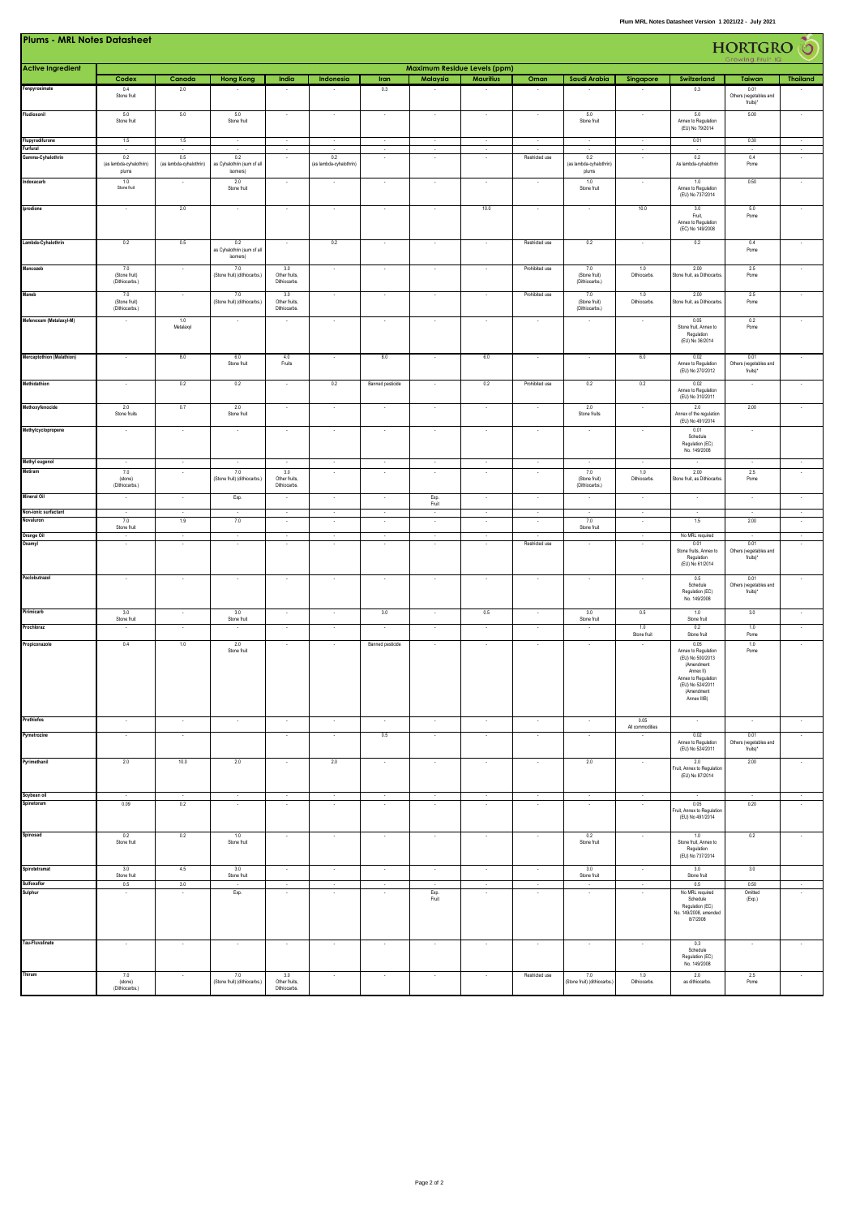# Plums - MRL Notes Datasheet

HORTGRO
Growing Fruit IQ

| Active Ingredient | Maximum Residue Levels (ppm) | | | | | | | | | | | | | |
|---|---|---|---|---|---|---|---|---|---|---|---|---|---|---|
| | Codex | Canada | Hong Kong | India | Indonesia | Iran | Malaysia | Mauritius | Oman | Saudi Arabia | Singapore | Switzerland | Taiwan | Thailand |
| Fenpyroximate | 0.4 Stone fruit | 2.0 | - | - | - | 0.3 | - | - | - | - | - | 0.3 | 0.01 Others (vegetables and fruits)* | - |
| Fludioxonil | 5.0 Stone fruit | 5.0 | 5.0 Stone fruit | - | - | - | - | - | - | 5.0 Stone fruit | - | 5.0 Annex to Regulation (EU) No 79/2014 | 5.00 | - |
| Flupyradifurone | 1.5 | 1.5 | - | - | - | - | - | - | - | - | - | 0.01 | 0.30 | - |
| Furfural | - | - | - | - | - | - | - | - | - | - | - | - | - | - |
| Gamma-Cyhalothrin | 0.2 (as lambda-cyhalothrin) plums | 0.5 (as lambda-cyhalothrin) | 0.2 as Cyhalothrin (sum of all isomers) | - | 0.2 (as lambda-cyhalothrin) | - | - | - | Restricted use | 0.2 (as lambda-cyhalothrin) plums | - | 0.2 As lambda-cyhalothrin | 0.4 Pome | - |
| Indoxacarb | 1.0 Stone fruit | - | 2.0 Stone fruit | - | - | - | - | - | - | 1.0 Stone fruit | - | 1.0 Annex to Regulation (EU) No 737/2014 | 0.50 | - |
| Iprodione | - | 2.0 | - | - | - | - | - | 10.0 | - | - | 10.0 | 3.0 Fruit, Annex to Regulation (EC) No 149/2008 | 5.0 Pome | - |
| Lambda-Cyhalothrin | 0.2 | 0.5 | 0.2 as Cyhalothrin (sum of all isomers) | - | 0.2 | - | - | - | Restricted use | 0.2 | - | 0.2 | 0.4 Pome | - |
| Mancozeb | 7.0 (Stone fruit) (Dithiocarbs.) | - | 7.0 (Stone fruit) (dithiocarbs.) | 3.0 Other fruits, Dithiocarbs. | - | - | - | - | Prohibited use | 7.0 (Stone fruit) (Dithiocarbs.) | 1.0 Dithiocarbs. | 2.00 Stone fruit, as Dithiocarbs. | 2.5 Pome | - |
| Maneb | 7.0 (Stone fruit) (Dithiocarbs.) | - | 7.0 (Stone fruit) (dithiocarbs.) | 3.0 Other fruits, Dithiocarbs. | - | - | - | - | Prohibited use | 7.0 (Stone fruit) (Dithiocarbs.) | 1.0 Dithiocarbs. | 2.00 Stone fruit, as Dithiocarbs. | 2.5 Pome | - |
| Mefenoxam (Metalaxyl-M) | - | 1.0 Metalaxyl | - | - | - | - | - | - | - | - | - | 0.05 Stone fruit, Annex to Regulation (EU) No 36/2014 | 0.2 Pome | - |
| Mercaptothion (Malathion) | - | 8.0 | 6.0 Stone fruit | 4.0 Fruits | - | 8.0 | - | 6.0 | - | - | 6.0 | 0.02 Annex to Regulation (EU) No 270/2012 | 0.01 Others (vegetables and fruits)* | - |
| Methidathion | - | 0.2 | 0.2 | - | 0.2 | Banned pesticide | - | 0.2 | Prohibited use | 0.2 | 0.2 | 0.02 Annex to Regulation (EU) No 310/2011 | - | - |
| Methoxyfenocide | 2.0 Stone fruits | 0.7 | 2.0 Stone fruit | - | - | - | - | - | - | 2.0 Stone fruits | - | 2.0 Annex of the regulation (EU) No 491/2014 | 2.00 | - |
| Methylcyclopropene | - | - | - | - | - | - | - | - | - | - | - | 0.01 Schedule Regulation (EC) No. 149/2008 | - | - |
| Methyl eugenol | - | - | - | - | - | - | - | - | - | - | - | - | - | - |
| Metiram | 7.0 (stone) (Dithiocarbs.) | - | 7.0 (Stone fruit) (dithiocarbs.) | 3.0 Other fruits, Dithiocarbs. | - | - | - | - | - | 7.0 (Stone fruit) (Dithiocarbs.) | 1.0 Dithiocarbs. | 2.00 Stone fruit, as Dithiocarbs. | 2.5 Pome | - |
| Mineral Oil | - | - | Exp. | - | - | - | Exp. Fruit | - | - | - | - | - | - | - |
| Non-ionic surfactant | - | - | - | - | - | - | - | - | - | - | - | - | - | - |
| Novaluron | 7.0 Stone fruit | 1.9 | 7.0 | - | - | - | - | - | - | 7.0 Stone fruit | - | 1.5 | 2.00 | - |
| Orange Oil | - | - | - | - | - | - | - | - | - | - | - | No MRL required | - | - |
| Oxamyl | - | - | - | - | - | - | - | - | Restricted use | - | - | 0.01 Stone fruits, Annex to Regulation (EU) No 61/2014 | 0.01 Others (vegetables and fruits)* | - |
| Paclobutrazol | - | - | - | - | - | - | - | - | - | - | - | 0.5 Schedule Regulation (EC) No. 149/2008 | 0.01 Others (vegetables and fruits)* | - |
| Pirimicarb | 3.0 Stone fruit | - | 3.0 Stone fruit | - | - | 3.0 | - | 0.5 | - | 3.0 Stone fruit | 0.5 | 1.0 Stone fruit | 3.0 | - |
| Prochloraz | - | - | - | - | - | - | - | - | - | - | 1.0 Stone fruit | 0.2 Stone fruit | 1.0 Pome | - |
| Propiconazole | 0.4 | 1.0 | 2.0 Stone fruit | - | - | Banned pesticide | - | - | - | - | - | 0.05 Annex to Regulation (EU) No 500/2013 (Amendment Annex II) Annex to Regulation (EU) No 524/2011 (Amendment Annex IIIB) | 1.0 Pome | - |
| Prothiofos | - | - | - | - | - | - | - | - | - | - | 0.05 All commodities | - | - | - |
| Pymetrozine | - | - | - | - | - | 0.5 | - | - | - | - | - | 0.02 Annex to Regulation (EU) No 524/2011 | 0.01 Others (vegetables and fruits)* | - |
| Pyrimethanil | 2.0 | 10.0 | 2.0 | - | 2.0 | - | - | - | - | 2.0 | - | 2.0 Fruit, Annex to Regulation (EU) No 87/2014 | 2.00 | - |
| Soybean oil | - | - | - | - | - | - | - | - | - | - | - | - | - | - |
| Spinetoram | 0.09 | 0.2 | - | - | - | - | - | - | - | - | - | 0.05 Fruit, Annex to Regulation (EU) No 491/2014 | 0.20 | - |
| Spinosad | 0.2 Stone fruit | 0.2 | 1.0 Stone fruit | - | - | - | - | - | - | 0.2 Stone fruit | - | 1.0 Stone fruit, Annex to Regulation (EU) No 737/2014 | 0.2 | - |
| Spirotetramat | 3.0 Stone fruit | 4.5 | 3.0 Stone fruit | - | - | - | - | - | - | 3.0 Stone fruit | - | 3.0 Stone fruit | 3.0 | |
| Sulfoxaflor | 0.5 | 3.0 | - | - | - | - | - | - | - | - | - | 0.5 | 0.50 | - |
| Sulphur | - | - | Exp. | - | - | - | Exp. Fruit | - | - | - | - | No MRL required Schedule Regulation (EC) No. 149/2008, amended 8/7/2008 | Omitted (Exp.) | - |
| Tau-Fluvalinate | - | - | - | - | - | - | - | - | - | - | - | 0.3 Schedule Regulation (EC) No. 149/2008 | - | - |
| Thiram | 7.0 (stone) (Dithiocarbs.) | - | 7.0 (Stone fruit) (dithiocarbs.) | 3.0 Other fruits, Dithiocarbs. | - | - | - | - | Restricted use | 7.0 (Stone fruit) (dithiocarbs.) | 1.0 Dithiocarbs. | 2.0 as dithiocarbs. | 2.5 Pome | - |